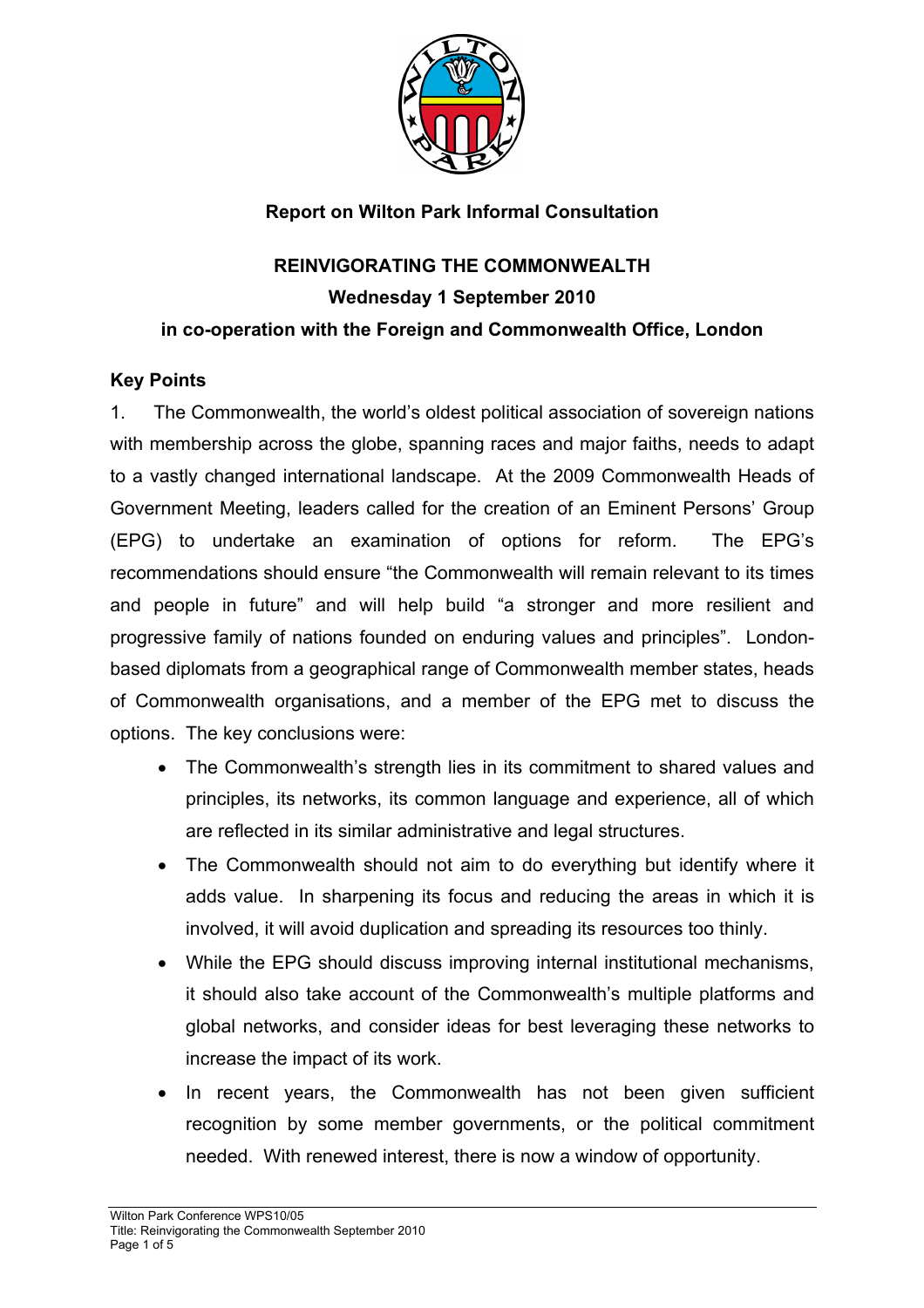**Report on Wilton Park Informal Consultation**

# REINVIGORATING THE COMMONWEALTH

**Wednesday 1 September 2010**

**in co-operation with the Foreign and Commonwealth Office, London**

## Key Points

1. The Commonwealth, the world's oldest political association of sovereign nations with membership across the globe, spanning races and major faiths, needs to adapt to a vastly changed international landscape. At the 2009 Commonwealth Heads of Government Meeting, leaders called for the creation of an Eminent Persons' Group (EPG) to undertake an examination of options for reform. The EPG's recommendations should ensure "the Commonwealth will remain relevant to its times and people in future" and will help build "a stronger and more resilient and progressive family of nations founded on enduring values and principles". London-based diplomats from a geographical range of Commonwealth member states, heads of Commonwealth organisations, and a member of the EPG met to discuss the options. The key conclusions were:

- The Commonwealth's strength lies in its commitment to shared values and principles, its networks, its common language and experience, all of which are reflected in its similar administrative and legal structures.
- The Commonwealth should not aim to do everything but identify where it adds value. In sharpening its focus and reducing the areas in which it is involved, it will avoid duplication and spreading its resources too thinly.
- While the EPG should discuss improving internal institutional mechanisms, it should also take account of the Commonwealth's multiple platforms and global networks, and consider ideas for best leveraging these networks to increase the impact of its work.
- In recent years, the Commonwealth has not been given sufficient recognition by some member governments, or the political commitment needed. With renewed interest, there is now a window of opportunity.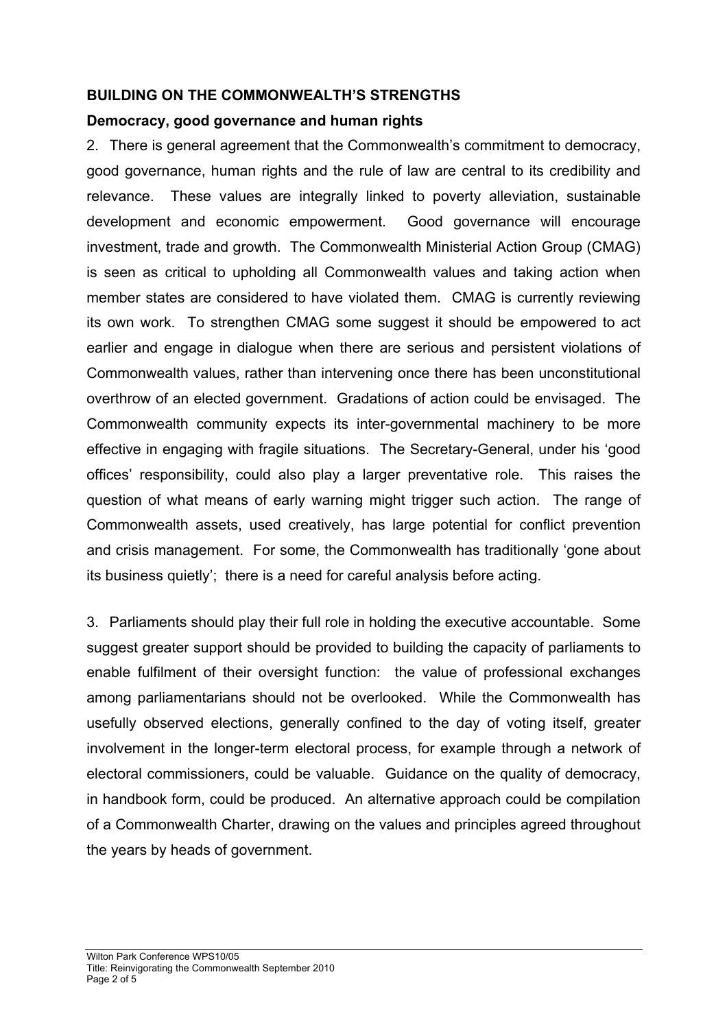## BUILDING ON THE COMMONWEALTH'S STRENGTHS

### Democracy, good governance and human rights

2. There is general agreement that the Commonwealth's commitment to democracy, good governance, human rights and the rule of law are central to its credibility and relevance. These values are integrally linked to poverty alleviation, sustainable development and economic empowerment. Good governance will encourage investment, trade and growth. The Commonwealth Ministerial Action Group (CMAG) is seen as critical to upholding all Commonwealth values and taking action when member states are considered to have violated them. CMAG is currently reviewing its own work. To strengthen CMAG some suggest it should be empowered to act earlier and engage in dialogue when there are serious and persistent violations of Commonwealth values, rather than intervening once there has been unconstitutional overthrow of an elected government. Gradations of action could be envisaged. The Commonwealth community expects its inter-governmental machinery to be more effective in engaging with fragile situations. The Secretary-General, under his 'good offices' responsibility, could also play a larger preventative role. This raises the question of what means of early warning might trigger such action. The range of Commonwealth assets, used creatively, has large potential for conflict prevention and crisis management. For some, the Commonwealth has traditionally 'gone about its business quietly'; there is a need for careful analysis before acting.

3. Parliaments should play their full role in holding the executive accountable. Some suggest greater support should be provided to building the capacity of parliaments to enable fulfilment of their oversight function: the value of professional exchanges among parliamentarians should not be overlooked. While the Commonwealth has usefully observed elections, generally confined to the day of voting itself, greater involvement in the longer-term electoral process, for example through a network of electoral commissioners, could be valuable. Guidance on the quality of democracy, in handbook form, could be produced. An alternative approach could be compilation of a Commonwealth Charter, drawing on the values and principles agreed throughout the years by heads of government.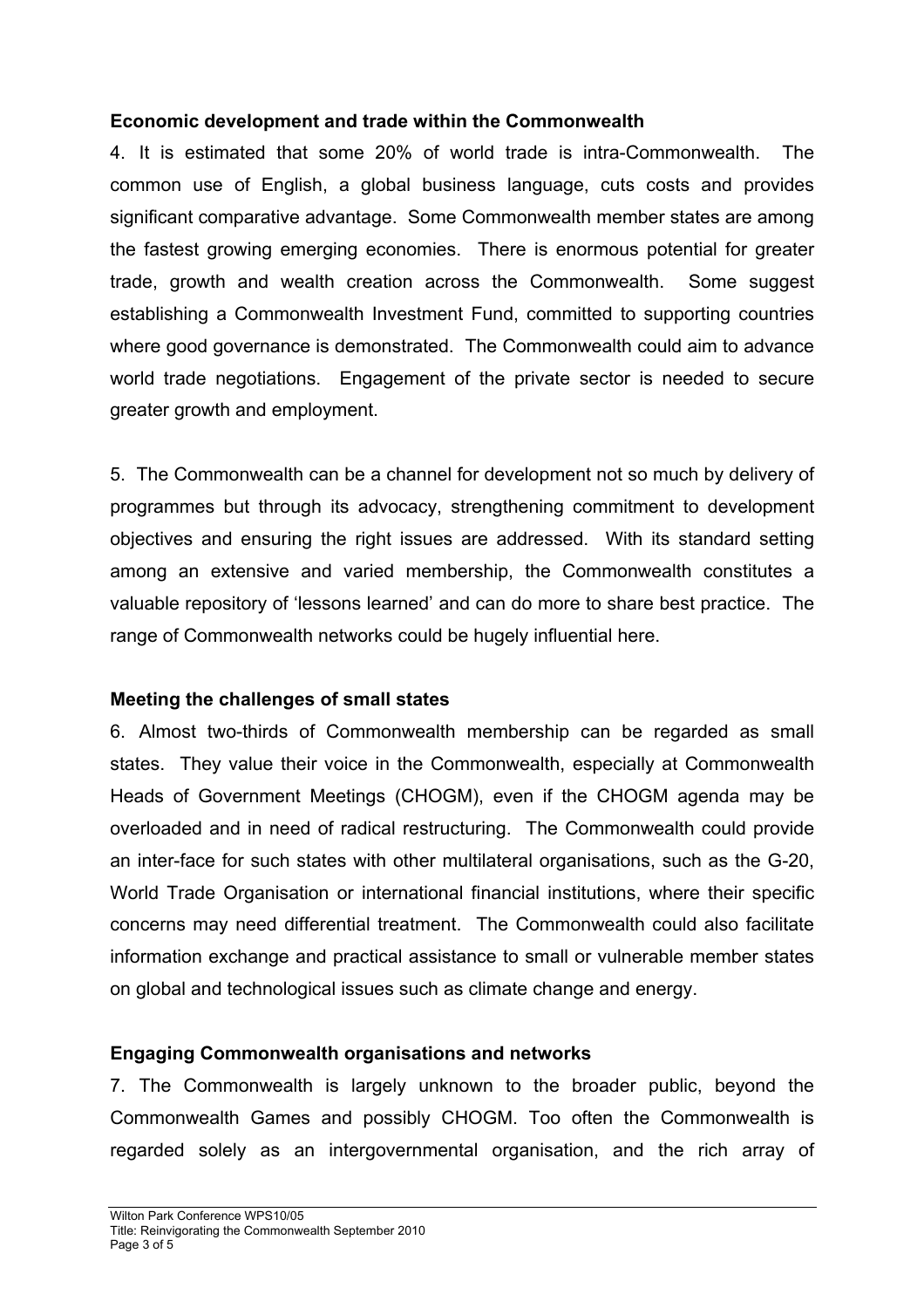**Economic development and trade within the Commonwealth**

4. It is estimated that some 20% of world trade is intra-Commonwealth. The common use of English, a global business language, cuts costs and provides significant comparative advantage. Some Commonwealth member states are among the fastest growing emerging economies. There is enormous potential for greater trade, growth and wealth creation across the Commonwealth. Some suggest establishing a Commonwealth Investment Fund, committed to supporting countries where good governance is demonstrated. The Commonwealth could aim to advance world trade negotiations. Engagement of the private sector is needed to secure greater growth and employment.

5. The Commonwealth can be a channel for development not so much by delivery of programmes but through its advocacy, strengthening commitment to development objectives and ensuring the right issues are addressed. With its standard setting among an extensive and varied membership, the Commonwealth constitutes a valuable repository of 'lessons learned' and can do more to share best practice. The range of Commonwealth networks could be hugely influential here.

**Meeting the challenges of small states**

6. Almost two-thirds of Commonwealth membership can be regarded as small states. They value their voice in the Commonwealth, especially at Commonwealth Heads of Government Meetings (CHOGM), even if the CHOGM agenda may be overloaded and in need of radical restructuring. The Commonwealth could provide an inter-face for such states with other multilateral organisations, such as the G-20, World Trade Organisation or international financial institutions, where their specific concerns may need differential treatment. The Commonwealth could also facilitate information exchange and practical assistance to small or vulnerable member states on global and technological issues such as climate change and energy.

**Engaging Commonwealth organisations and networks**

7. The Commonwealth is largely unknown to the broader public, beyond the Commonwealth Games and possibly CHOGM. Too often the Commonwealth is regarded solely as an intergovernmental organisation, and the rich array of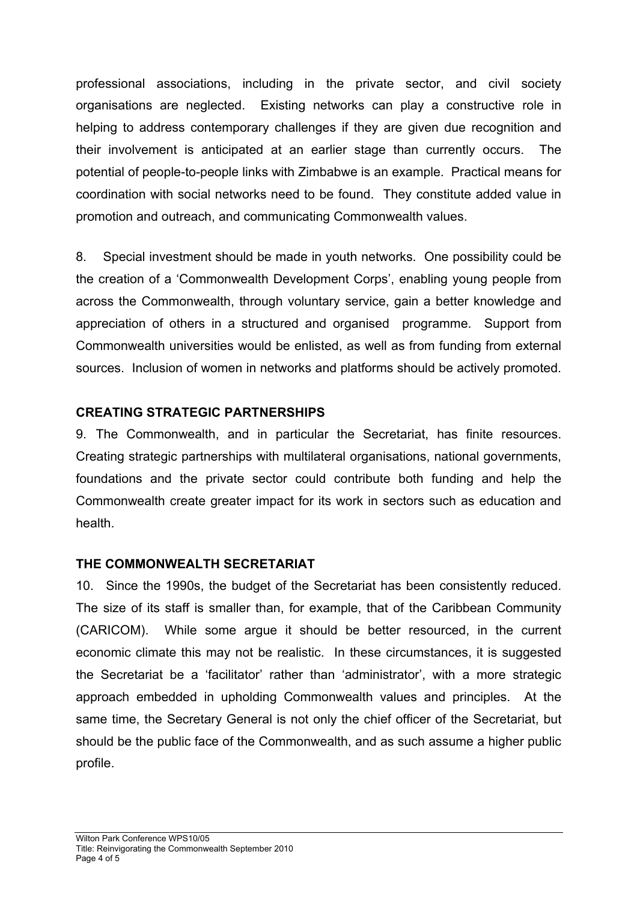professional associations, including in the private sector, and civil society organisations are neglected. Existing networks can play a constructive role in helping to address contemporary challenges if they are given due recognition and their involvement is anticipated at an earlier stage than currently occurs. The potential of people-to-people links with Zimbabwe is an example. Practical means for coordination with social networks need to be found. They constitute added value in promotion and outreach, and communicating Commonwealth values.

8. Special investment should be made in youth networks. One possibility could be the creation of a 'Commonwealth Development Corps', enabling young people from across the Commonwealth, through voluntary service, gain a better knowledge and appreciation of others in a structured and organised programme. Support from Commonwealth universities would be enlisted, as well as from funding from external sources. Inclusion of women in networks and platforms should be actively promoted.

## CREATING STRATEGIC PARTNERSHIPS

9. The Commonwealth, and in particular the Secretariat, has finite resources. Creating strategic partnerships with multilateral organisations, national governments, foundations and the private sector could contribute both funding and help the Commonwealth create greater impact for its work in sectors such as education and health.

## THE COMMONWEALTH SECRETARIAT

10. Since the 1990s, the budget of the Secretariat has been consistently reduced. The size of its staff is smaller than, for example, that of the Caribbean Community (CARICOM). While some argue it should be better resourced, in the current economic climate this may not be realistic. In these circumstances, it is suggested the Secretariat be a 'facilitator' rather than 'administrator', with a more strategic approach embedded in upholding Commonwealth values and principles. At the same time, the Secretary General is not only the chief officer of the Secretariat, but should be the public face of the Commonwealth, and as such assume a higher public profile.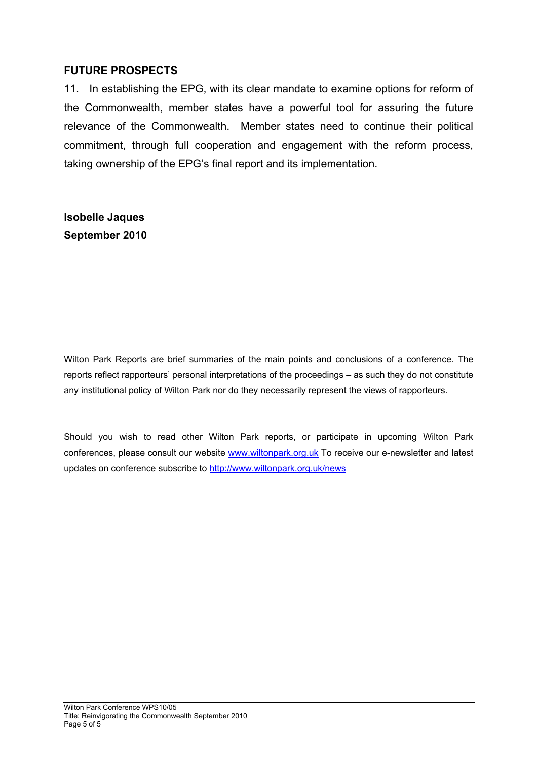## FUTURE PROSPECTS

11. In establishing the EPG, with its clear mandate to examine options for reform of the Commonwealth, member states have a powerful tool for assuring the future relevance of the Commonwealth. Member states need to continue their political commitment, through full cooperation and engagement with the reform process, taking ownership of the EPG's final report and its implementation.

**Isobelle Jaques**
**September 2010**

Wilton Park Reports are brief summaries of the main points and conclusions of a conference. The reports reflect rapporteurs' personal interpretations of the proceedings – as such they do not constitute any institutional policy of Wilton Park nor do they necessarily represent the views of rapporteurs.

Should you wish to read other Wilton Park reports, or participate in upcoming Wilton Park conferences, please consult our website www.wiltonpark.org.uk To receive our e-newsletter and latest updates on conference subscribe to http://www.wiltonpark.org.uk/news